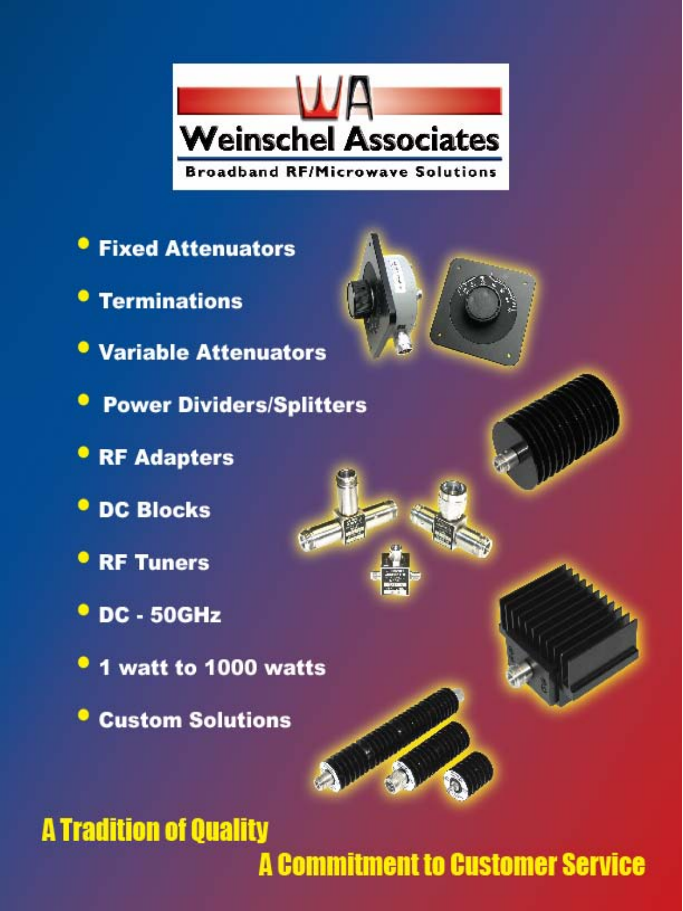# Weinschel Associates

**Broadband RF/Microwave Solutions**

- Fixed Attenuators
- Terminations
- Variable Attenuators
- Power Dividers/Splitters
- RF Adapters
- DC Blocks
- RF Tuners
- DC - 50GHz
- 1 watt to 1000 watts
- Custom Solutions

**A Tradition of Quality**

**A Commitment to Customer Service**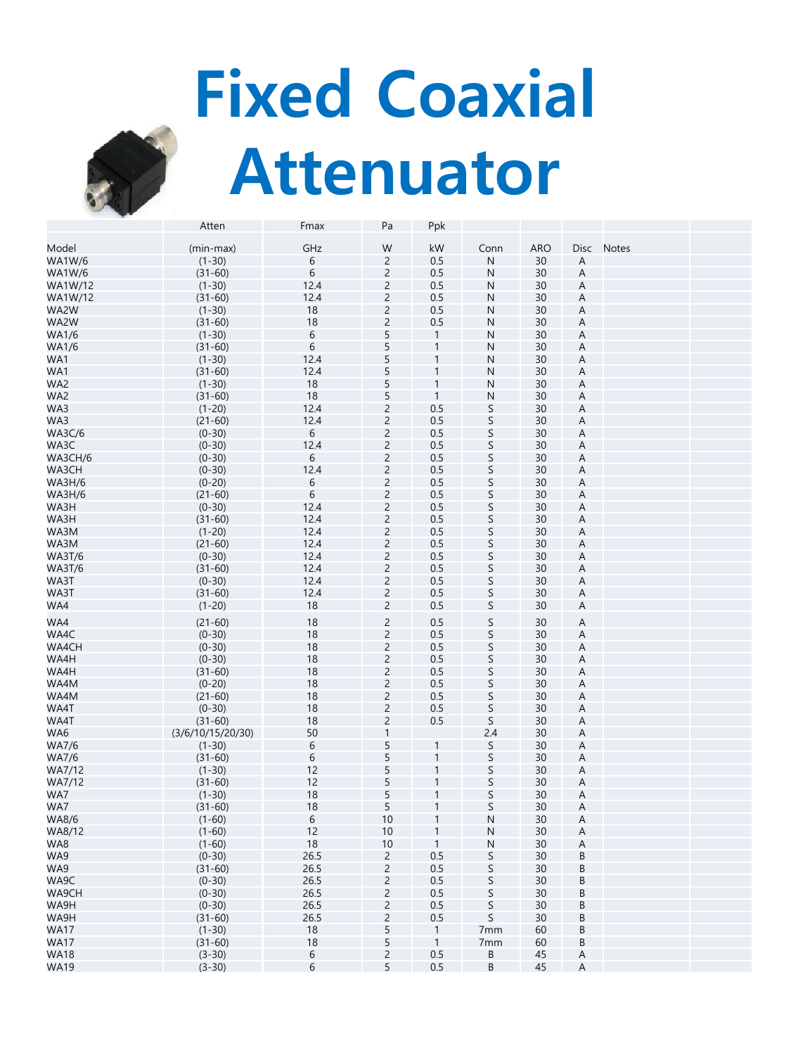# Fixed Coaxial Attenuator

| Model | Atten (min-max) | Fmax GHz | Pa W | Ppk kW | Conn | ARO | Disc | Notes |
|---|---|---|---|---|---|---|---|---|
| WA1W/6 | (1-30) | 6 | 2 | 0.5 | N | 30 | A | |
| WA1W/6 | (31-60) | 6 | 2 | 0.5 | N | 30 | A | |
| WA1W/12 | (1-30) | 12.4 | 2 | 0.5 | N | 30 | A | |
| WA1W/12 | (31-60) | 12.4 | 2 | 0.5 | N | 30 | A | |
| WA2W | (1-30) | 18 | 2 | 0.5 | N | 30 | A | |
| WA2W | (31-60) | 18 | 2 | 0.5 | N | 30 | A | |
| WA1/6 | (1-30) | 6 | 5 | 1 | N | 30 | A | |
| WA1/6 | (31-60) | 6 | 5 | 1 | N | 30 | A | |
| WA1 | (1-30) | 12.4 | 5 | 1 | N | 30 | A | |
| WA1 | (31-60) | 12.4 | 5 | 1 | N | 30 | A | |
| WA2 | (1-30) | 18 | 5 | 1 | N | 30 | A | |
| WA2 | (31-60) | 18 | 5 | 1 | N | 30 | A | |
| WA3 | (1-20) | 12.4 | 2 | 0.5 | S | 30 | A | |
| WA3 | (21-60) | 12.4 | 2 | 0.5 | S | 30 | A | |
| WA3C/6 | (0-30) | 6 | 2 | 0.5 | S | 30 | A | |
| WA3C | (0-30) | 12.4 | 2 | 0.5 | S | 30 | A | |
| WA3CH/6 | (0-30) | 6 | 2 | 0.5 | S | 30 | A | |
| WA3CH | (0-30) | 12.4 | 2 | 0.5 | S | 30 | A | |
| WA3H/6 | (0-20) | 6 | 2 | 0.5 | S | 30 | A | |
| WA3H/6 | (21-60) | 6 | 2 | 0.5 | S | 30 | A | |
| WA3H | (0-30) | 12.4 | 2 | 0.5 | S | 30 | A | |
| WA3H | (31-60) | 12.4 | 2 | 0.5 | S | 30 | A | |
| WA3M | (1-20) | 12.4 | 2 | 0.5 | S | 30 | A | |
| WA3M | (21-60) | 12.4 | 2 | 0.5 | S | 30 | A | |
| WA3T/6 | (0-30) | 12.4 | 2 | 0.5 | S | 30 | A | |
| WA3T/6 | (31-60) | 12.4 | 2 | 0.5 | S | 30 | A | |
| WA3T | (0-30) | 12.4 | 2 | 0.5 | S | 30 | A | |
| WA3T | (31-60) | 12.4 | 2 | 0.5 | S | 30 | A | |
| WA4 | (1-20) | 18 | 2 | 0.5 | S | 30 | A | |
| WA4 | (21-60) | 18 | 2 | 0.5 | S | 30 | A | |
| WA4C | (0-30) | 18 | 2 | 0.5 | S | 30 | A | |
| WA4CH | (0-30) | 18 | 2 | 0.5 | S | 30 | A | |
| WA4H | (0-30) | 18 | 2 | 0.5 | S | 30 | A | |
| WA4H | (31-60) | 18 | 2 | 0.5 | S | 30 | A | |
| WA4M | (0-20) | 18 | 2 | 0.5 | S | 30 | A | |
| WA4M | (21-60) | 18 | 2 | 0.5 | S | 30 | A | |
| WA4T | (0-30) | 18 | 2 | 0.5 | S | 30 | A | |
| WA4T | (31-60) | 18 | 2 | 0.5 | S | 30 | A | |
| WA6 | (3/6/10/15/20/30) | 50 | 1 | | 2.4 | 30 | A | |
| WA7/6 | (1-30) | 6 | 5 | 1 | S | 30 | A | |
| WA7/6 | (31-60) | 6 | 5 | 1 | S | 30 | A | |
| WA7/12 | (1-30) | 12 | 5 | 1 | S | 30 | A | |
| WA7/12 | (31-60) | 12 | 5 | 1 | S | 30 | A | |
| WA7 | (1-30) | 18 | 5 | 1 | S | 30 | A | |
| WA7 | (31-60) | 18 | 5 | 1 | S | 30 | A | |
| WA8/6 | (1-60) | 6 | 10 | 1 | N | 30 | A | |
| WA8/12 | (1-60) | 12 | 10 | 1 | N | 30 | A | |
| WA8 | (1-60) | 18 | 10 | 1 | N | 30 | A | |
| WA9 | (0-30) | 26.5 | 2 | 0.5 | S | 30 | B | |
| WA9 | (31-60) | 26.5 | 2 | 0.5 | S | 30 | B | |
| WA9C | (0-30) | 26.5 | 2 | 0.5 | S | 30 | B | |
| WA9CH | (0-30) | 26.5 | 2 | 0.5 | S | 30 | B | |
| WA9H | (0-30) | 26.5 | 2 | 0.5 | S | 30 | B | |
| WA9H | (31-60) | 26.5 | 2 | 0.5 | S | 30 | B | |
| WA17 | (1-30) | 18 | 5 | 1 | 7mm | 60 | B | |
| WA17 | (31-60) | 18 | 5 | 1 | 7mm | 60 | B | |
| WA18 | (3-30) | 6 | 2 | 0.5 | B | 45 | A | |
| WA19 | (3-30) | 6 | 5 | 0.5 | B | 45 | A | |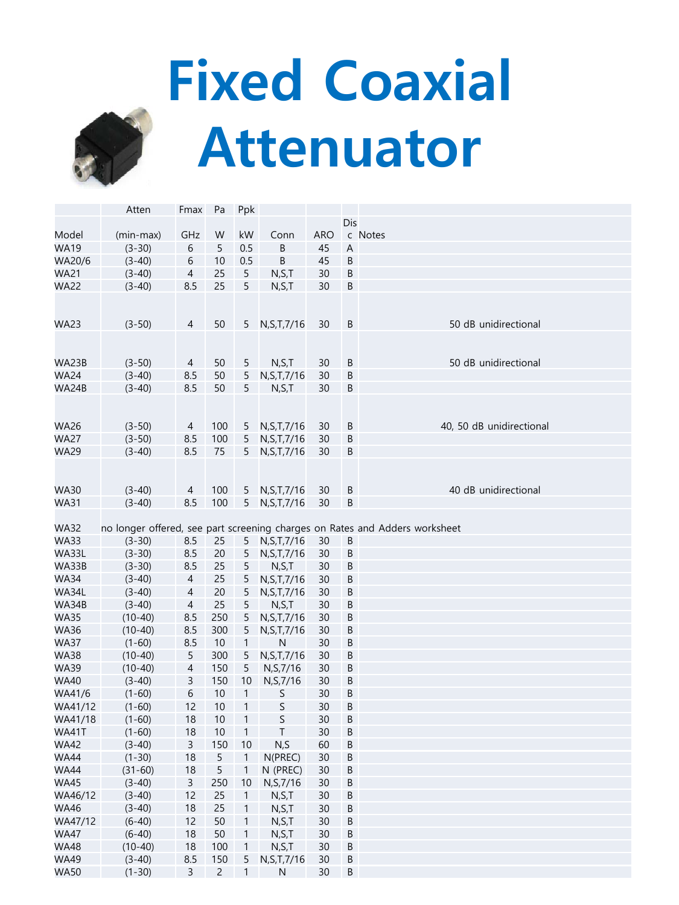# Fixed Coaxial Attenuator

| Model | Atten (min-max) | Fmax GHz | Pa W | Ppk kW | Conn | ARO | Disc | Notes |
|---|---|---|---|---|---|---|---|---|
| WA19 | (3-30) | 6 | 5 | 0.5 | B | 45 | A | |
| WA20/6 | (3-40) | 6 | 10 | 0.5 | B | 45 | B | |
| WA21 | (3-40) | 4 | 25 | 5 | N,S,T | 30 | B | |
| WA22 | (3-40) | 8.5 | 25 | 5 | N,S,T | 30 | B | |
| WA23 | (3-50) | 4 | 50 | 5 | N,S,T,7/16 | 30 | B | 50 dB unidirectional |
| WA23B | (3-50) | 4 | 50 | 5 | N,S,T | 30 | B | 50 dB unidirectional |
| WA24 | (3-40) | 8.5 | 50 | 5 | N,S,T,7/16 | 30 | B | |
| WA24B | (3-40) | 8.5 | 50 | 5 | N,S,T | 30 | B | |
| WA26 | (3-50) | 4 | 100 | 5 | N,S,T,7/16 | 30 | B | 40, 50 dB unidirectional |
| WA27 | (3-50) | 8.5 | 100 | 5 | N,S,T,7/16 | 30 | B | |
| WA29 | (3-40) | 8.5 | 75 | 5 | N,S,T,7/16 | 30 | B | |
| WA30 | (3-40) | 4 | 100 | 5 | N,S,T,7/16 | 30 | B | 40 dB unidirectional |
| WA31 | (3-40) | 8.5 | 100 | 5 | N,S,T,7/16 | 30 | B | |
| WA32 | no longer offered, see part screening charges on Rates and Adders worksheet | | | | | | | |
| WA33 | (3-30) | 8.5 | 25 | 5 | N,S,T,7/16 | 30 | B | |
| WA33L | (3-30) | 8.5 | 20 | 5 | N,S,T,7/16 | 30 | B | |
| WA33B | (3-30) | 8.5 | 25 | 5 | N,S,T | 30 | B | |
| WA34 | (3-40) | 4 | 25 | 5 | N,S,T,7/16 | 30 | B | |
| WA34L | (3-40) | 4 | 20 | 5 | N,S,T,7/16 | 30 | B | |
| WA34B | (3-40) | 4 | 25 | 5 | N,S,T | 30 | B | |
| WA35 | (10-40) | 8.5 | 250 | 5 | N,S,T,7/16 | 30 | B | |
| WA36 | (10-40) | 8.5 | 300 | 5 | N,S,T,7/16 | 30 | B | |
| WA37 | (1-60) | 8.5 | 10 | 1 | N | 30 | B | |
| WA38 | (10-40) | 5 | 300 | 5 | N,S,T,7/16 | 30 | B | |
| WA39 | (10-40) | 4 | 150 | 5 | N,S,7/16 | 30 | B | |
| WA40 | (3-40) | 3 | 150 | 10 | N,S,7/16 | 30 | B | |
| WA41/6 | (1-60) | 6 | 10 | 1 | S | 30 | B | |
| WA41/12 | (1-60) | 12 | 10 | 1 | S | 30 | B | |
| WA41/18 | (1-60) | 18 | 10 | 1 | S | 30 | B | |
| WA41T | (1-60) | 18 | 10 | 1 | T | 30 | B | |
| WA42 | (3-40) | 3 | 150 | 10 | N,S | 60 | B | |
| WA44 | (1-30) | 18 | 5 | 1 | N(PREC) | 30 | B | |
| WA44 | (31-60) | 18 | 5 | 1 | N (PREC) | 30 | B | |
| WA45 | (3-40) | 3 | 250 | 10 | N,S,7/16 | 30 | B | |
| WA46/12 | (3-40) | 12 | 25 | 1 | N,S,T | 30 | B | |
| WA46 | (3-40) | 18 | 25 | 1 | N,S,T | 30 | B | |
| WA47/12 | (6-40) | 12 | 50 | 1 | N,S,T | 30 | B | |
| WA47 | (6-40) | 18 | 50 | 1 | N,S,T | 30 | B | |
| WA48 | (10-40) | 18 | 100 | 1 | N,S,T | 30 | B | |
| WA49 | (3-40) | 8.5 | 150 | 5 | N,S,T,7/16 | 30 | B | |
| WA50 | (1-30) | 3 | 2 | 1 | N | 30 | B | |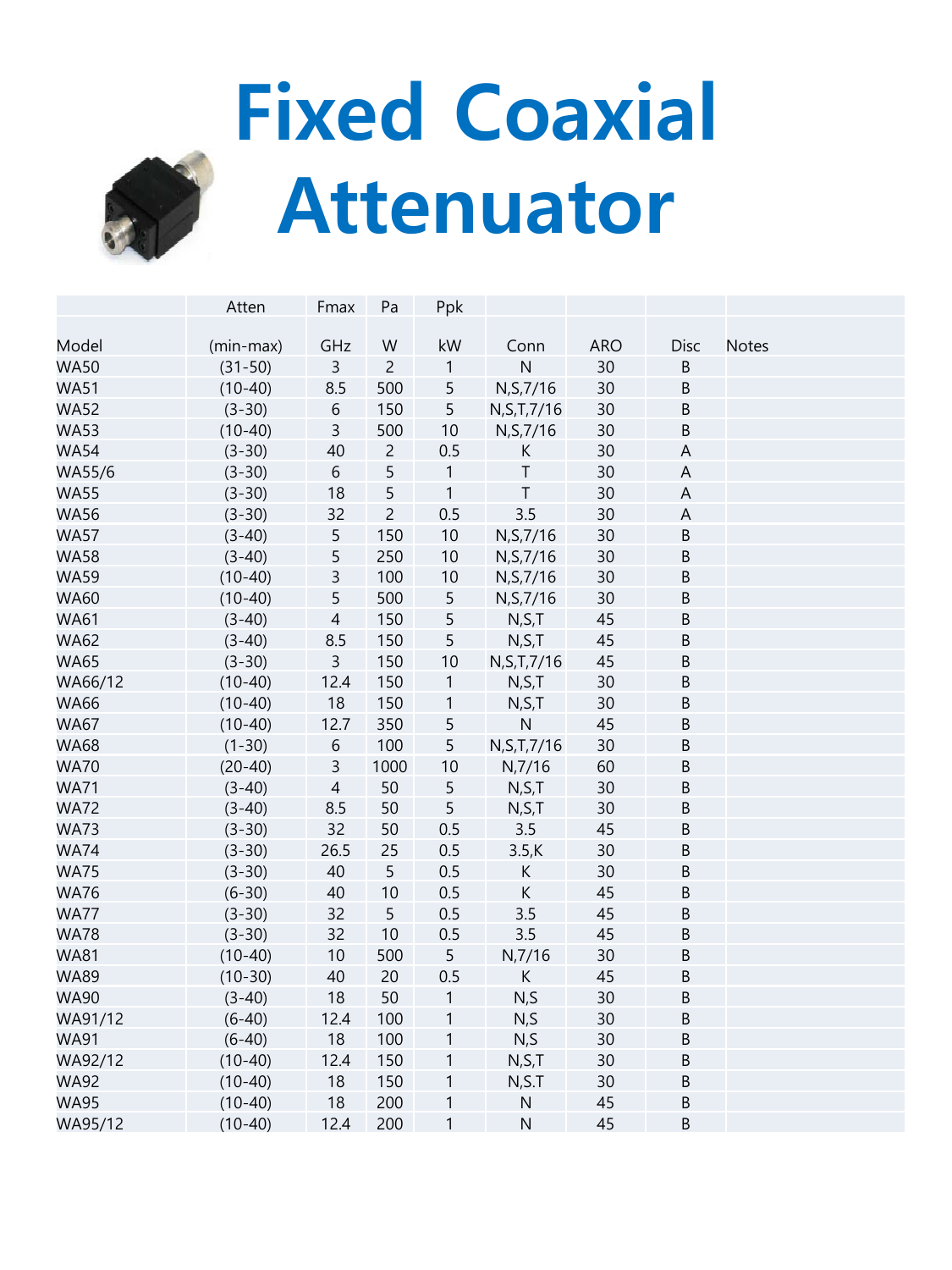# Fixed Coaxial Attenuator

| Model | Atten (min-max) | Fmax GHz | Pa W | Ppk kW | Conn | ARO | Disc | Notes |
|---|---|---|---|---|---|---|---|---|
| WA50 | (31-50) | 3 | 2 | 1 | N | 30 | B | |
| WA51 | (10-40) | 8.5 | 500 | 5 | N,S,7/16 | 30 | B | |
| WA52 | (3-30) | 6 | 150 | 5 | N,S,T,7/16 | 30 | B | |
| WA53 | (10-40) | 3 | 500 | 10 | N,S,7/16 | 30 | B | |
| WA54 | (3-30) | 40 | 2 | 0.5 | K | 30 | A | |
| WA55/6 | (3-30) | 6 | 5 | 1 | T | 30 | A | |
| WA55 | (3-30) | 18 | 5 | 1 | T | 30 | A | |
| WA56 | (3-30) | 32 | 2 | 0.5 | 3.5 | 30 | A | |
| WA57 | (3-40) | 5 | 150 | 10 | N,S,7/16 | 30 | B | |
| WA58 | (3-40) | 5 | 250 | 10 | N,S,7/16 | 30 | B | |
| WA59 | (10-40) | 3 | 100 | 10 | N,S,7/16 | 30 | B | |
| WA60 | (10-40) | 5 | 500 | 5 | N,S,7/16 | 30 | B | |
| WA61 | (3-40) | 4 | 150 | 5 | N,S,T | 45 | B | |
| WA62 | (3-40) | 8.5 | 150 | 5 | N,S,T | 45 | B | |
| WA65 | (3-30) | 3 | 150 | 10 | N,S,T,7/16 | 45 | B | |
| WA66/12 | (10-40) | 12.4 | 150 | 1 | N,S,T | 30 | B | |
| WA66 | (10-40) | 18 | 150 | 1 | N,S,T | 30 | B | |
| WA67 | (10-40) | 12.7 | 350 | 5 | N | 45 | B | |
| WA68 | (1-30) | 6 | 100 | 5 | N,S,T,7/16 | 30 | B | |
| WA70 | (20-40) | 3 | 1000 | 10 | N,7/16 | 60 | B | |
| WA71 | (3-40) | 4 | 50 | 5 | N,S,T | 30 | B | |
| WA72 | (3-40) | 8.5 | 50 | 5 | N,S,T | 30 | B | |
| WA73 | (3-30) | 32 | 50 | 0.5 | 3.5 | 45 | B | |
| WA74 | (3-30) | 26.5 | 25 | 0.5 | 3.5,K | 30 | B | |
| WA75 | (3-30) | 40 | 5 | 0.5 | K | 30 | B | |
| WA76 | (6-30) | 40 | 10 | 0.5 | K | 45 | B | |
| WA77 | (3-30) | 32 | 5 | 0.5 | 3.5 | 45 | B | |
| WA78 | (3-30) | 32 | 10 | 0.5 | 3.5 | 45 | B | |
| WA81 | (10-40) | 10 | 500 | 5 | N,7/16 | 30 | B | |
| WA89 | (10-30) | 40 | 20 | 0.5 | K | 45 | B | |
| WA90 | (3-40) | 18 | 50 | 1 | N,S | 30 | B | |
| WA91/12 | (6-40) | 12.4 | 100 | 1 | N,S | 30 | B | |
| WA91 | (6-40) | 18 | 100 | 1 | N,S | 30 | B | |
| WA92/12 | (10-40) | 12.4 | 150 | 1 | N,S,T | 30 | B | |
| WA92 | (10-40) | 18 | 150 | 1 | N,S.T | 30 | B | |
| WA95 | (10-40) | 18 | 200 | 1 | N | 45 | B | |
| WA95/12 | (10-40) | 12.4 | 200 | 1 | N | 45 | B | |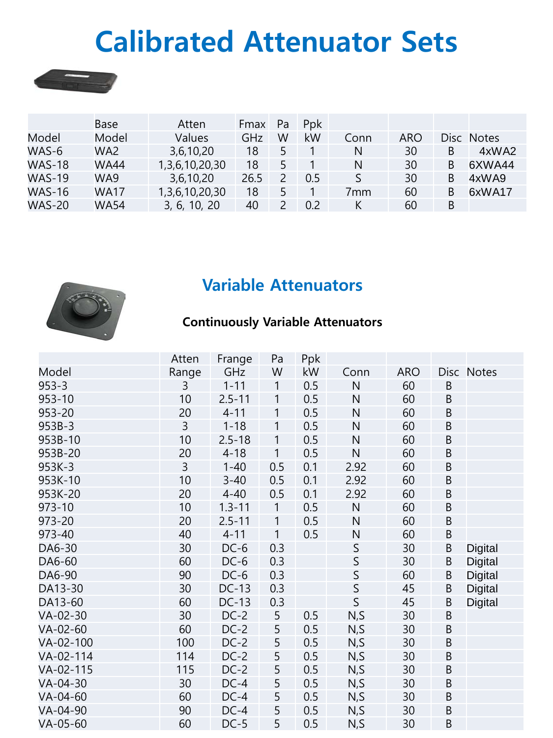# Calibrated Attenuator Sets

| Model | Base Model | Atten Values | Fmax GHz | Pa W | Ppk kW | Conn | ARO | Disc | Notes |
|---|---|---|---|---|---|---|---|---|---|
| WAS-6 | WA2 | 3,6,10,20 | 18 | 5 | 1 | N | 30 | B | 4xWA2 |
| WAS-18 | WA44 | 1,3,6,10,20,30 | 18 | 5 | 1 | N | 30 | B | 6XWA44 |
| WAS-19 | WA9 | 3,6,10,20 | 26.5 | 2 | 0.5 | S | 30 | B | 4xWA9 |
| WAS-16 | WA17 | 1,3,6,10,20,30 | 18 | 5 | 1 | 7mm | 60 | B | 6xWA17 |
| WAS-20 | WA54 | 3, 6, 10, 20 | 40 | 2 | 0.2 | K | 60 | B | |

## Variable Attenuators

### Continuously Variable Attenuators

| Model | Atten Range | Frange GHz | Pa W | Ppk kW | Conn | ARO | Disc | Notes |
|---|---|---|---|---|---|---|---|---|
| 953-3 | 3 | 1-11 | 1 | 0.5 | N | 60 | B | |
| 953-10 | 10 | 2.5-11 | 1 | 0.5 | N | 60 | B | |
| 953-20 | 20 | 4-11 | 1 | 0.5 | N | 60 | B | |
| 953B-3 | 3 | 1-18 | 1 | 0.5 | N | 60 | B | |
| 953B-10 | 10 | 2.5-18 | 1 | 0.5 | N | 60 | B | |
| 953B-20 | 20 | 4-18 | 1 | 0.5 | N | 60 | B | |
| 953K-3 | 3 | 1-40 | 0.5 | 0.1 | 2.92 | 60 | B | |
| 953K-10 | 10 | 3-40 | 0.5 | 0.1 | 2.92 | 60 | B | |
| 953K-20 | 20 | 4-40 | 0.5 | 0.1 | 2.92 | 60 | B | |
| 973-10 | 10 | 1.3-11 | 1 | 0.5 | N | 60 | B | |
| 973-20 | 20 | 2.5-11 | 1 | 0.5 | N | 60 | B | |
| 973-40 | 40 | 4-11 | 1 | 0.5 | N | 60 | B | |
| DA6-30 | 30 | DC-6 | 0.3 | | S | 30 | B | Digital |
| DA6-60 | 60 | DC-6 | 0.3 | | S | 30 | B | Digital |
| DA6-90 | 90 | DC-6 | 0.3 | | S | 60 | B | Digital |
| DA13-30 | 30 | DC-13 | 0.3 | | S | 45 | B | Digital |
| DA13-60 | 60 | DC-13 | 0.3 | | S | 45 | B | Digital |
| VA-02-30 | 30 | DC-2 | 5 | 0.5 | N,S | 30 | B | |
| VA-02-60 | 60 | DC-2 | 5 | 0.5 | N,S | 30 | B | |
| VA-02-100 | 100 | DC-2 | 5 | 0.5 | N,S | 30 | B | |
| VA-02-114 | 114 | DC-2 | 5 | 0.5 | N,S | 30 | B | |
| VA-02-115 | 115 | DC-2 | 5 | 0.5 | N,S | 30 | B | |
| VA-04-30 | 30 | DC-4 | 5 | 0.5 | N,S | 30 | B | |
| VA-04-60 | 60 | DC-4 | 5 | 0.5 | N,S | 30 | B | |
| VA-04-90 | 90 | DC-4 | 5 | 0.5 | N,S | 30 | B | |
| VA-05-60 | 60 | DC-5 | 5 | 0.5 | N,S | 30 | B | |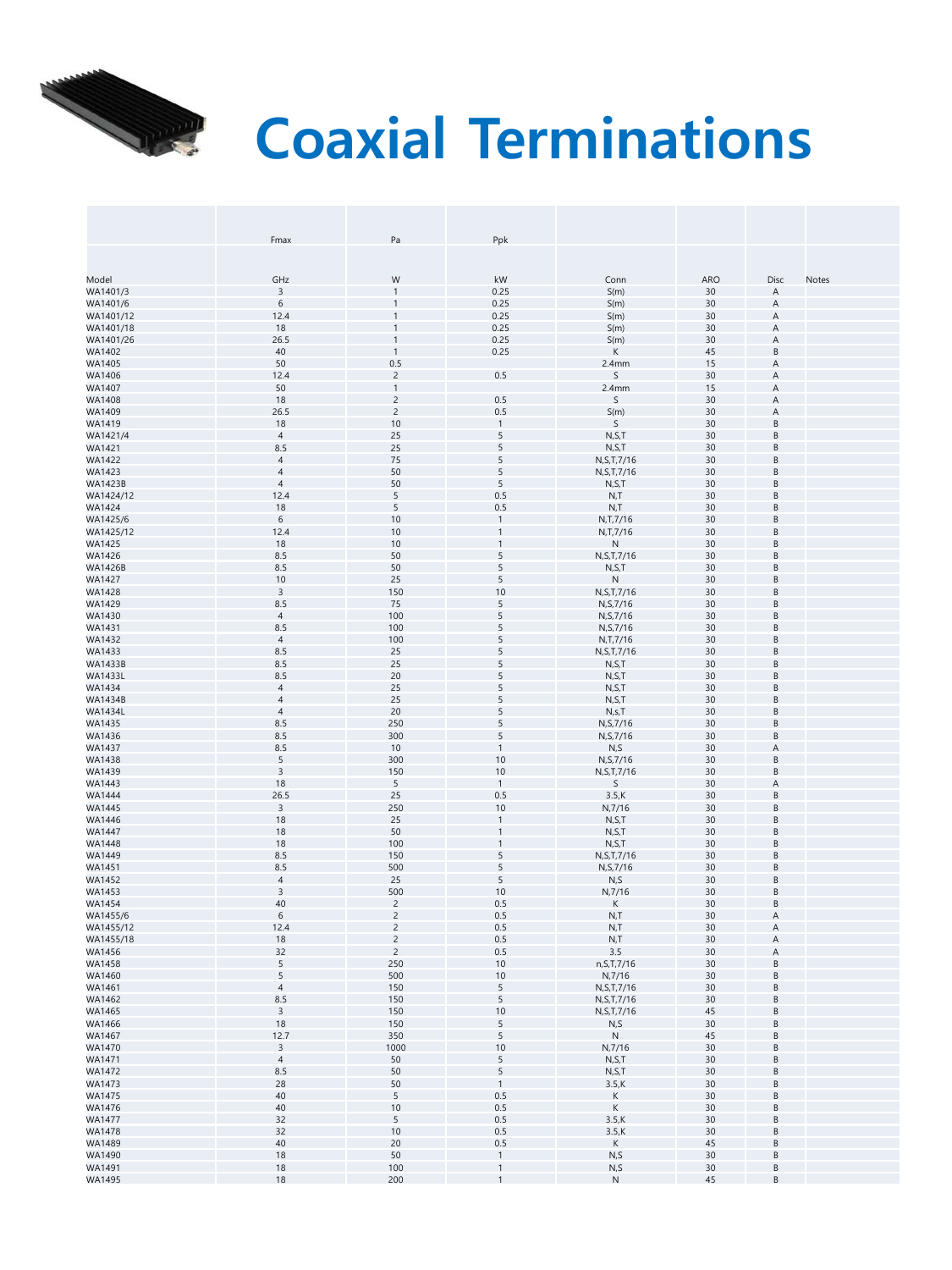# Coaxial Terminations

| Model | Fmax<br>GHz | Pa<br>W | Ppk<br>kW | Conn | ARO | Disc | Notes |
|---|---|---|---|---|---|---|---|
| WA1401/3 | 3 | 1 | 0.25 | S(m) | 30 | A | |
| WA1401/6 | 6 | 1 | 0.25 | S(m) | 30 | A | |
| WA1401/12 | 12.4 | 1 | 0.25 | S(m) | 30 | A | |
| WA1401/18 | 18 | 1 | 0.25 | S(m) | 30 | A | |
| WA1401/26 | 26.5 | 1 | 0.25 | S(m) | 30 | A | |
| WA1402 | 40 | 1 | 0.25 | K | 45 | B | |
| WA1405 | 50 | 0.5 | | 2.4mm | 15 | A | |
| WA1406 | 12.4 | 2 | 0.5 | S | 30 | A | |
| WA1407 | 50 | 1 | | 2.4mm | 15 | A | |
| WA1408 | 18 | 2 | 0.5 | S | 30 | A | |
| WA1409 | 26.5 | 2 | 0.5 | S(m) | 30 | A | |
| WA1419 | 18 | 10 | 1 | S | 30 | B | |
| WA1421/4 | 4 | 25 | 5 | N,S,T | 30 | B | |
| WA1421 | 8.5 | 25 | 5 | N,S,T | 30 | B | |
| WA1422 | 4 | 75 | 5 | N,S,T,7/16 | 30 | B | |
| WA1423 | 4 | 50 | 5 | N,S,T,7/16 | 30 | B | |
| WA1423B | 4 | 50 | 5 | N,S,T | 30 | B | |
| WA1424/12 | 12.4 | 5 | 0.5 | N,T | 30 | B | |
| WA1424 | 18 | 5 | 0.5 | N,T | 30 | B | |
| WA1425/6 | 6 | 10 | 1 | N,T,7/16 | 30 | B | |
| WA1425/12 | 12.4 | 10 | 1 | N,T,7/16 | 30 | B | |
| WA1425 | 18 | 10 | 1 | N | 30 | B | |
| WA1426 | 8.5 | 50 | 5 | N,S,T,7/16 | 30 | B | |
| WA1426B | 8.5 | 50 | 5 | N,S,T | 30 | B | |
| WA1427 | 10 | 25 | 5 | N | 30 | B | |
| WA1428 | 3 | 150 | 10 | N,S,T,7/16 | 30 | B | |
| WA1429 | 8.5 | 75 | 5 | N,S,7/16 | 30 | B | |
| WA1430 | 4 | 100 | 5 | N,S,7/16 | 30 | B | |
| WA1431 | 8.5 | 100 | 5 | N,S,7/16 | 30 | B | |
| WA1432 | 4 | 100 | 5 | N,T,7/16 | 30 | B | |
| WA1433 | 8.5 | 25 | 5 | N,S,T,7/16 | 30 | B | |
| WA1433B | 8.5 | 25 | 5 | N,S,T | 30 | B | |
| WA1433L | 8.5 | 20 | 5 | N,S,T | 30 | B | |
| WA1434 | 4 | 25 | 5 | N,S,T | 30 | B | |
| WA1434B | 4 | 25 | 5 | N,S,T | 30 | B | |
| WA1434L | 4 | 20 | 5 | N,s,T | 30 | B | |
| WA1435 | 8.5 | 250 | 5 | N,S,7/16 | 30 | B | |
| WA1436 | 8.5 | 300 | 5 | N,S,7/16 | 30 | B | |
| WA1437 | 8.5 | 10 | 1 | N,S | 30 | A | |
| WA1438 | 5 | 300 | 10 | N,S,7/16 | 30 | B | |
| WA1439 | 3 | 150 | 10 | N,S,T,7/16 | 30 | B | |
| WA1443 | 18 | 5 | 1 | S | 30 | A | |
| WA1444 | 26.5 | 25 | 0.5 | 3.5,K | 30 | B | |
| WA1445 | 3 | 250 | 10 | N,7/16 | 30 | B | |
| WA1446 | 18 | 25 | 1 | N,S,T | 30 | B | |
| WA1447 | 18 | 50 | 1 | N,S,T | 30 | B | |
| WA1448 | 18 | 100 | 1 | N,S,T | 30 | B | |
| WA1449 | 8.5 | 150 | 5 | N,S,T,7/16 | 30 | B | |
| WA1451 | 8.5 | 500 | 5 | N,S,7/16 | 30 | B | |
| WA1452 | 4 | 25 | 5 | N,S | 30 | B | |
| WA1453 | 3 | 500 | 10 | N,7/16 | 30 | B | |
| WA1454 | 40 | 2 | 0.5 | K | 30 | B | |
| WA1455/6 | 6 | 2 | 0.5 | N,T | 30 | A | |
| WA1455/12 | 12.4 | 2 | 0.5 | N,T | 30 | A | |
| WA1455/18 | 18 | 2 | 0.5 | N,T | 30 | A | |
| WA1456 | 32 | 2 | 0.5 | 3.5 | 30 | A | |
| WA1458 | 5 | 250 | 10 | n,S,T,7/16 | 30 | B | |
| WA1460 | 5 | 500 | 10 | N,7/16 | 30 | B | |
| WA1461 | 4 | 150 | 5 | N,S,T,7/16 | 30 | B | |
| WA1462 | 8.5 | 150 | 5 | N,S,T,7/16 | 30 | B | |
| WA1465 | 3 | 150 | 10 | N,S,T,7/16 | 45 | B | |
| WA1466 | 18 | 150 | 5 | N,S | 30 | B | |
| WA1467 | 12.7 | 350 | 5 | N | 45 | B | |
| WA1470 | 3 | 1000 | 10 | N,7/16 | 30 | B | |
| WA1471 | 4 | 50 | 5 | N,S,T | 30 | B | |
| WA1472 | 8.5 | 50 | 5 | N,S,T | 30 | B | |
| WA1473 | 28 | 50 | 1 | 3.5,K | 30 | B | |
| WA1475 | 40 | 5 | 0.5 | K | 30 | B | |
| WA1476 | 40 | 10 | 0.5 | K | 30 | B | |
| WA1477 | 32 | 5 | 0.5 | 3.5,K | 30 | B | |
| WA1478 | 32 | 10 | 0.5 | 3.5,K | 30 | B | |
| WA1489 | 40 | 20 | 0.5 | K | 45 | B | |
| WA1490 | 18 | 50 | 1 | N,S | 30 | B | |
| WA1491 | 18 | 100 | 1 | N,S | 30 | B | |
| WA1495 | 18 | 200 | 1 | N | 45 | B | |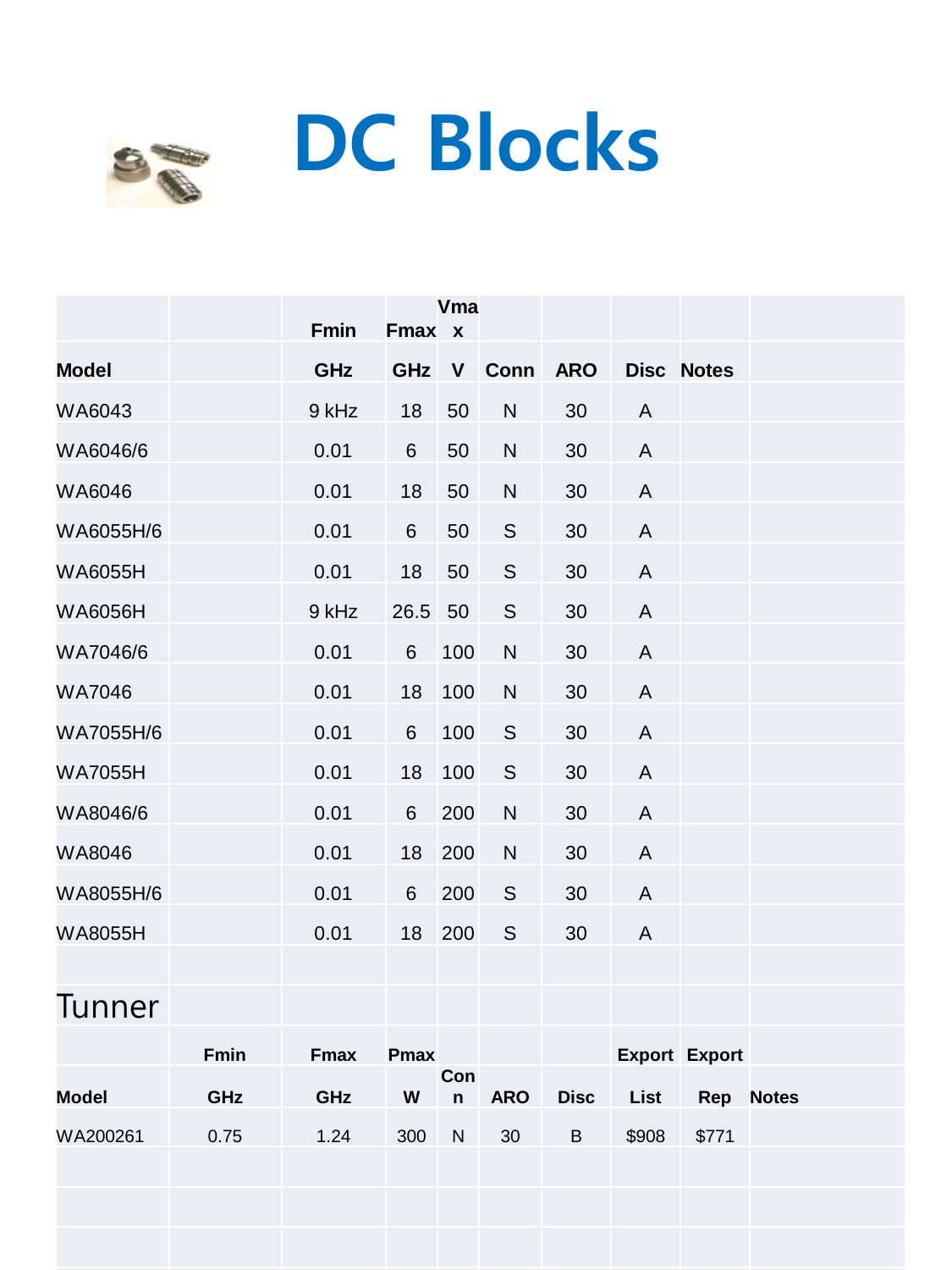# DC Blocks

| Model | | Fmin GHz | Fmax GHz | Vmax V | Conn | ARO | Disc | Notes |
|---|---|---|---|---|---|---|---|---|
| WA6043 | | 9 kHz | 18 | 50 | N | 30 | A | |
| WA6046/6 | | 0.01 | 6 | 50 | N | 30 | A | |
| WA6046 | | 0.01 | 18 | 50 | N | 30 | A | |
| WA6055H/6 | | 0.01 | 6 | 50 | S | 30 | A | |
| WA6055H | | 0.01 | 18 | 50 | S | 30 | A | |
| WA6056H | | 9 kHz | 26.5 | 50 | S | 30 | A | |
| WA7046/6 | | 0.01 | 6 | 100 | N | 30 | A | |
| WA7046 | | 0.01 | 18 | 100 | N | 30 | A | |
| WA7055H/6 | | 0.01 | 6 | 100 | S | 30 | A | |
| WA7055H | | 0.01 | 18 | 100 | S | 30 | A | |
| WA8046/6 | | 0.01 | 6 | 200 | N | 30 | A | |
| WA8046 | | 0.01 | 18 | 200 | N | 30 | A | |
| WA8055H/6 | | 0.01 | 6 | 200 | S | 30 | A | |
| WA8055H | | 0.01 | 18 | 200 | S | 30 | A | |

## Tunner

| Model | Fmin GHz | Fmax GHz | Pmax W | Conn | ARO | Disc | Export List | Export Rep | Notes |
|---|---|---|---|---|---|---|---|---|---|
| WA200261 | 0.75 | 1.24 | 300 | N | 30 | B | $908 | $771 | |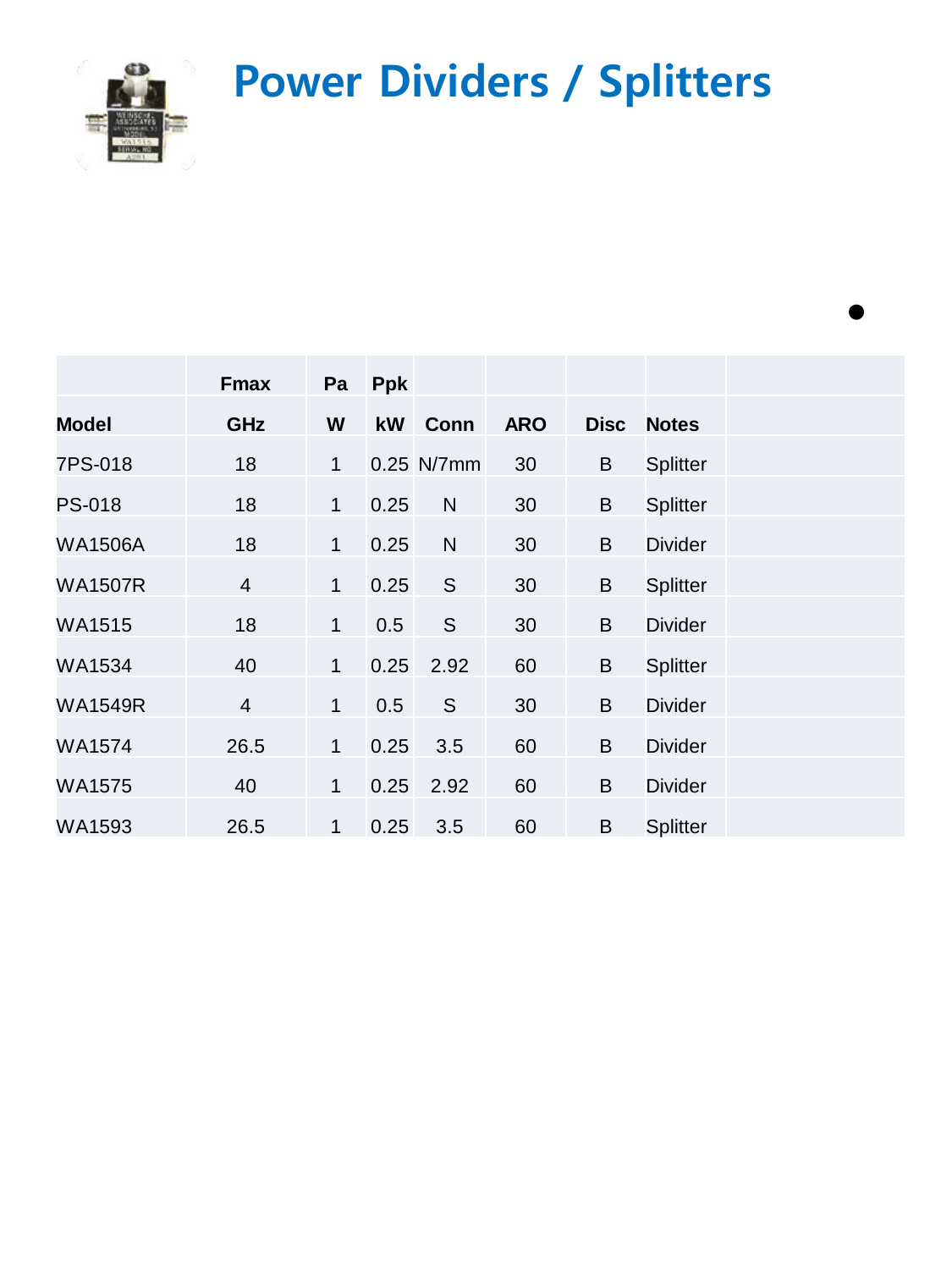# Power Dividers / Splitters

| | Fmax | Pa | Ppk | | | | | |
|---|---|---|---|---|---|---|---|---|
| Model | GHz | W | kW | Conn | ARO | Disc | Notes | |
| 7PS-018 | 18 | 1 | 0.25 | N/7mm | 30 | B | Splitter | |
| PS-018 | 18 | 1 | 0.25 | N | 30 | B | Splitter | |
| WA1506A | 18 | 1 | 0.25 | N | 30 | B | Divider | |
| WA1507R | 4 | 1 | 0.25 | S | 30 | B | Splitter | |
| WA1515 | 18 | 1 | 0.5 | S | 30 | B | Divider | |
| WA1534 | 40 | 1 | 0.25 | 2.92 | 60 | B | Splitter | |
| WA1549R | 4 | 1 | 0.5 | S | 30 | B | Divider | |
| WA1574 | 26.5 | 1 | 0.25 | 3.5 | 60 | B | Divider | |
| WA1575 | 40 | 1 | 0.25 | 2.92 | 60 | B | Divider | |
| WA1593 | 26.5 | 1 | 0.25 | 3.5 | 60 | B | Splitter | |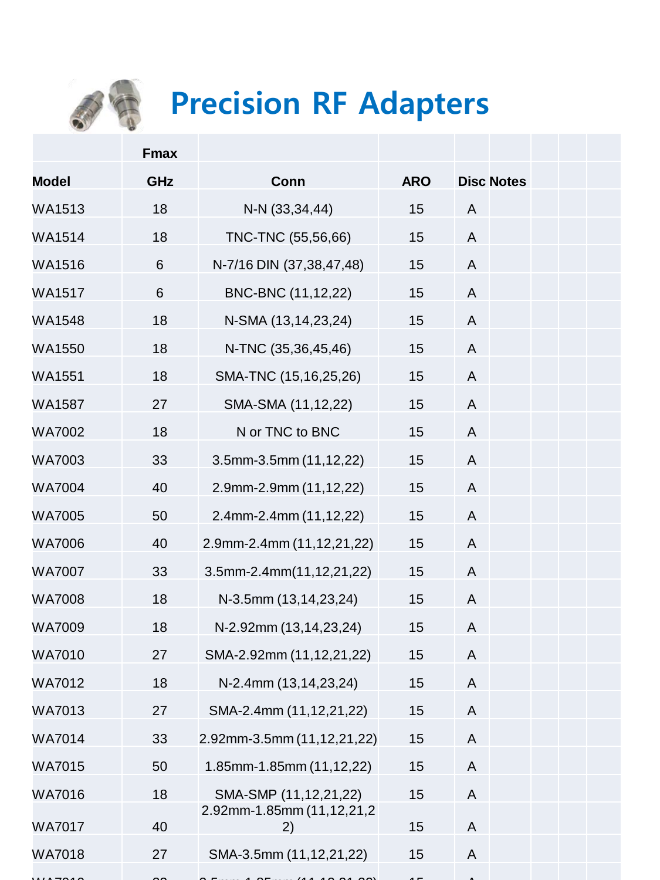# Precision RF Adapters

| Model | Fmax GHz | Conn | ARO | Disc | Notes | | | |
|---|---|---|---|---|---|---|---|---|
| WA1513 | 18 | N-N (33,34,44) | 15 | A | | | | |
| WA1514 | 18 | TNC-TNC (55,56,66) | 15 | A | | | | |
| WA1516 | 6 | N-7/16 DIN (37,38,47,48) | 15 | A | | | | |
| WA1517 | 6 | BNC-BNC (11,12,22) | 15 | A | | | | |
| WA1548 | 18 | N-SMA (13,14,23,24) | 15 | A | | | | |
| WA1550 | 18 | N-TNC (35,36,45,46) | 15 | A | | | | |
| WA1551 | 18 | SMA-TNC (15,16,25,26) | 15 | A | | | | |
| WA1587 | 27 | SMA-SMA (11,12,22) | 15 | A | | | | |
| WA7002 | 18 | N or TNC to BNC | 15 | A | | | | |
| WA7003 | 33 | 3.5mm-3.5mm (11,12,22) | 15 | A | | | | |
| WA7004 | 40 | 2.9mm-2.9mm (11,12,22) | 15 | A | | | | |
| WA7005 | 50 | 2.4mm-2.4mm (11,12,22) | 15 | A | | | | |
| WA7006 | 40 | 2.9mm-2.4mm (11,12,21,22) | 15 | A | | | | |
| WA7007 | 33 | 3.5mm-2.4mm(11,12,21,22) | 15 | A | | | | |
| WA7008 | 18 | N-3.5mm (13,14,23,24) | 15 | A | | | | |
| WA7009 | 18 | N-2.92mm (13,14,23,24) | 15 | A | | | | |
| WA7010 | 27 | SMA-2.92mm (11,12,21,22) | 15 | A | | | | |
| WA7012 | 18 | N-2.4mm (13,14,23,24) | 15 | A | | | | |
| WA7013 | 27 | SMA-2.4mm (11,12,21,22) | 15 | A | | | | |
| WA7014 | 33 | 2.92mm-3.5mm (11,12,21,22) | 15 | A | | | | |
| WA7015 | 50 | 1.85mm-1.85mm (11,12,22) | 15 | A | | | | |
| WA7016 | 18 | SMA-SMP (11,12,21,22) | 15 | A | | | | |
| WA7017 | 40 | 2.92mm-1.85mm (11,12,21,22) | 15 | A | | | | |
| WA7018 | 27 | SMA-3.5mm (11,12,21,22) | 15 | A | | | | |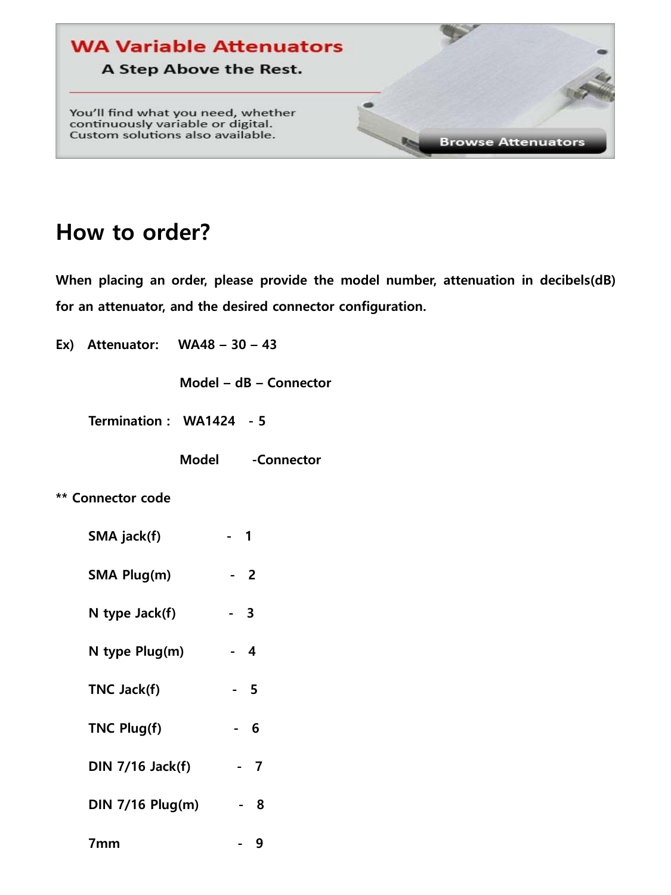WA Variable Attenuators

A Step Above the Rest.

You'll find what you need, whether continuously variable or digital. Custom solutions also available.

Browse Attenuators

# How to order?

**When placing an order, please provide the model number, attenuation in decibels(dB) for an attenuator, and the desired connector configuration.**

**Ex) Attenuator: WA48 – 30 – 43**

**Model – dB – Connector**

**Termination : WA1424 - 5**

**Model -Connector**

**\*\* Connector code**

- **SMA jack(f) - 1**
- **SMA Plug(m) - 2**
- **N type Jack(f) - 3**
- **N type Plug(m) - 4**
- **TNC Jack(f) - 5**
- **TNC Plug(f) - 6**
- **DIN 7/16 Jack(f) - 7**
- **DIN 7/16 Plug(m) - 8**
- **7mm - 9**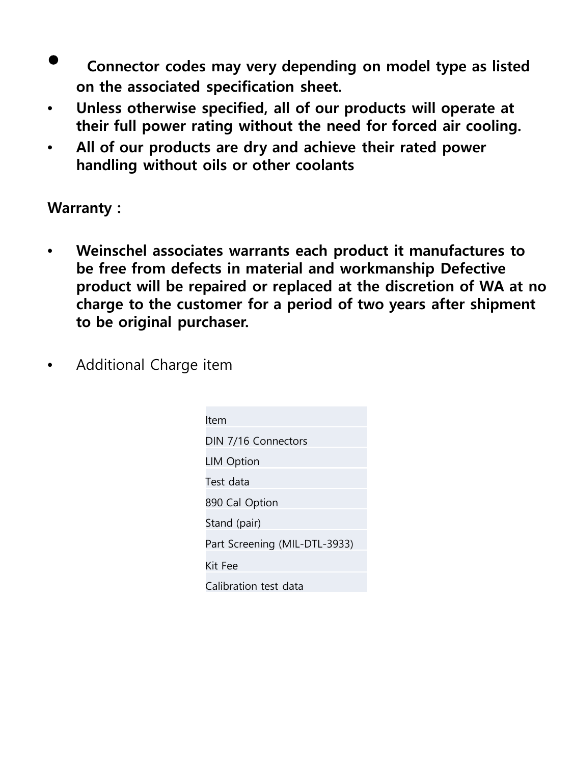- **Connector codes may very depending on model type as listed on the associated specification sheet.**
- **Unless otherwise specified, all of our products will operate at their full power rating without the need for forced air cooling.**
- **All of our products are dry and achieve their rated power handling without oils or other coolants**

**Warranty :**

- **Weinschel associates warrants each product it manufactures to be free from defects in material and workmanship Defective product will be repaired or replaced at the discretion of WA at no charge to the customer for a period of two years after shipment to be original purchaser.**

- Additional Charge item

| Item |
|---|
| DIN 7/16 Connectors |
| LIM Option |
| Test data |
| 890 Cal Option |
| Stand (pair) |
| Part Screening (MIL-DTL-3933) |
| Kit Fee |
| Calibration test data |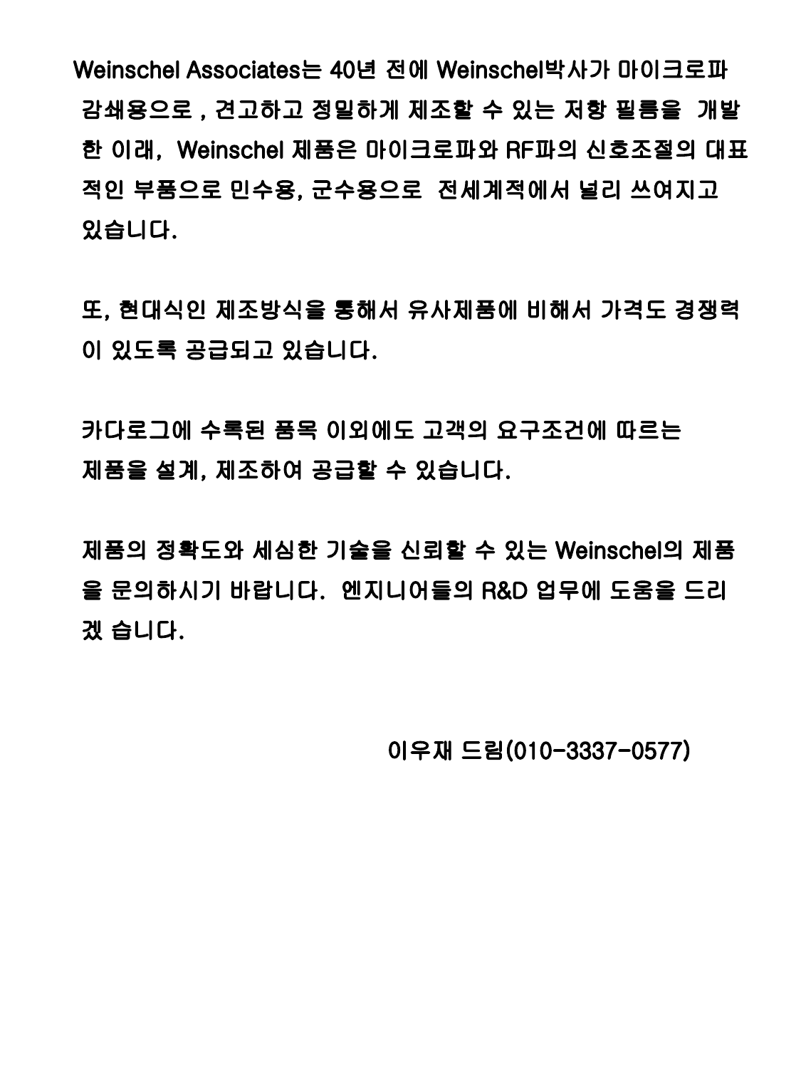Weinschel Associates는 40년 전에 Weinschel박사가 마이크로파 감쇄용으로 , 견고하고 정밀하게 제조할 수 있는 저항 필름을 개발한 이래, Weinschel 제품은 마이크로파와 RF파의 신호조절의 대표적인 부품으로 민수용, 군수용으로 전세계적에서 널리 쓰여지고 있습니다.

또, 현대식인 제조방식을 통해서 유사제품에 비해서 가격도 경쟁력이 있도록 공급되고 있습니다.

카다로그에 수록된 품목 이외에도 고객의 요구조건에 따르는 제품을 설계, 제조하여 공급할 수 있습니다.

제품의 정확도와 세심한 기술을 신뢰할 수 있는 Weinschel의 제품을 문의하시기 바랍니다. 엔지니어들의 R&D 업무에 도움을 드리겠 습니다.

이우재 드림(010-3337-0577)